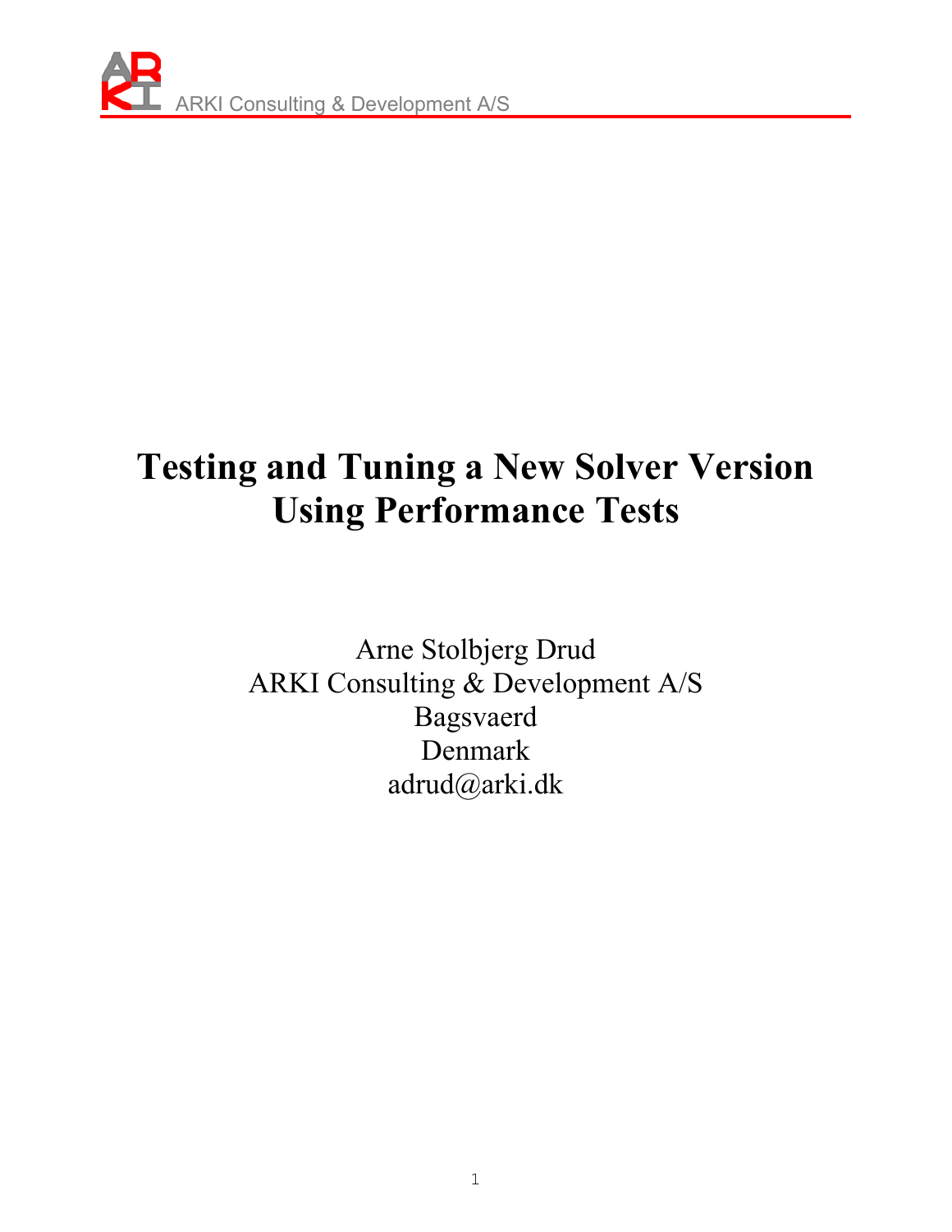# Testing and Tuning a New Solver Version Using Performance Tests

Arne Stolbjerg Drud
ARKI Consulting & Development A/S
Bagsvaerd
Denmark
adrud@arki.dk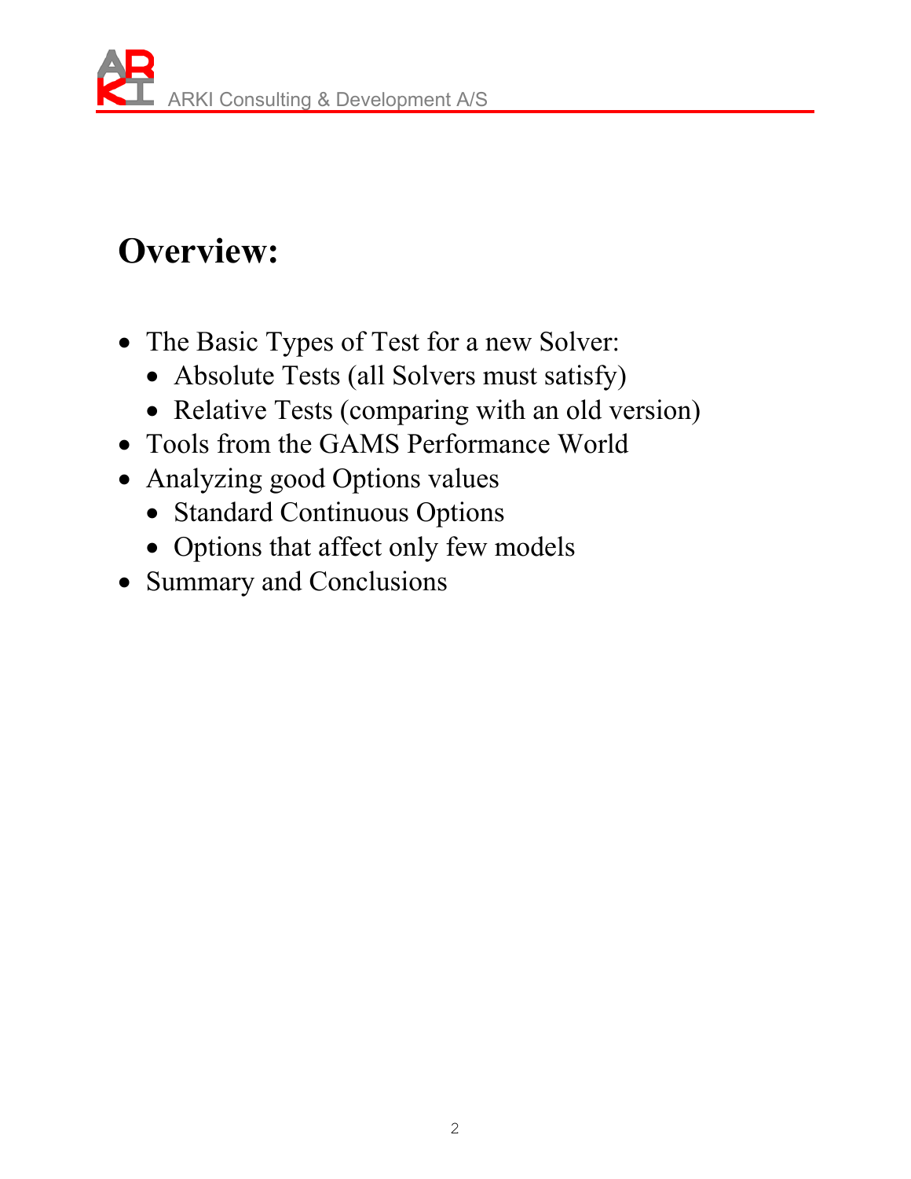# Overview:

- The Basic Types of Test for a new Solver:
  - Absolute Tests (all Solvers must satisfy)
  - Relative Tests (comparing with an old version)
- Tools from the GAMS Performance World
- Analyzing good Options values
  - Standard Continuous Options
  - Options that affect only few models
- Summary and Conclusions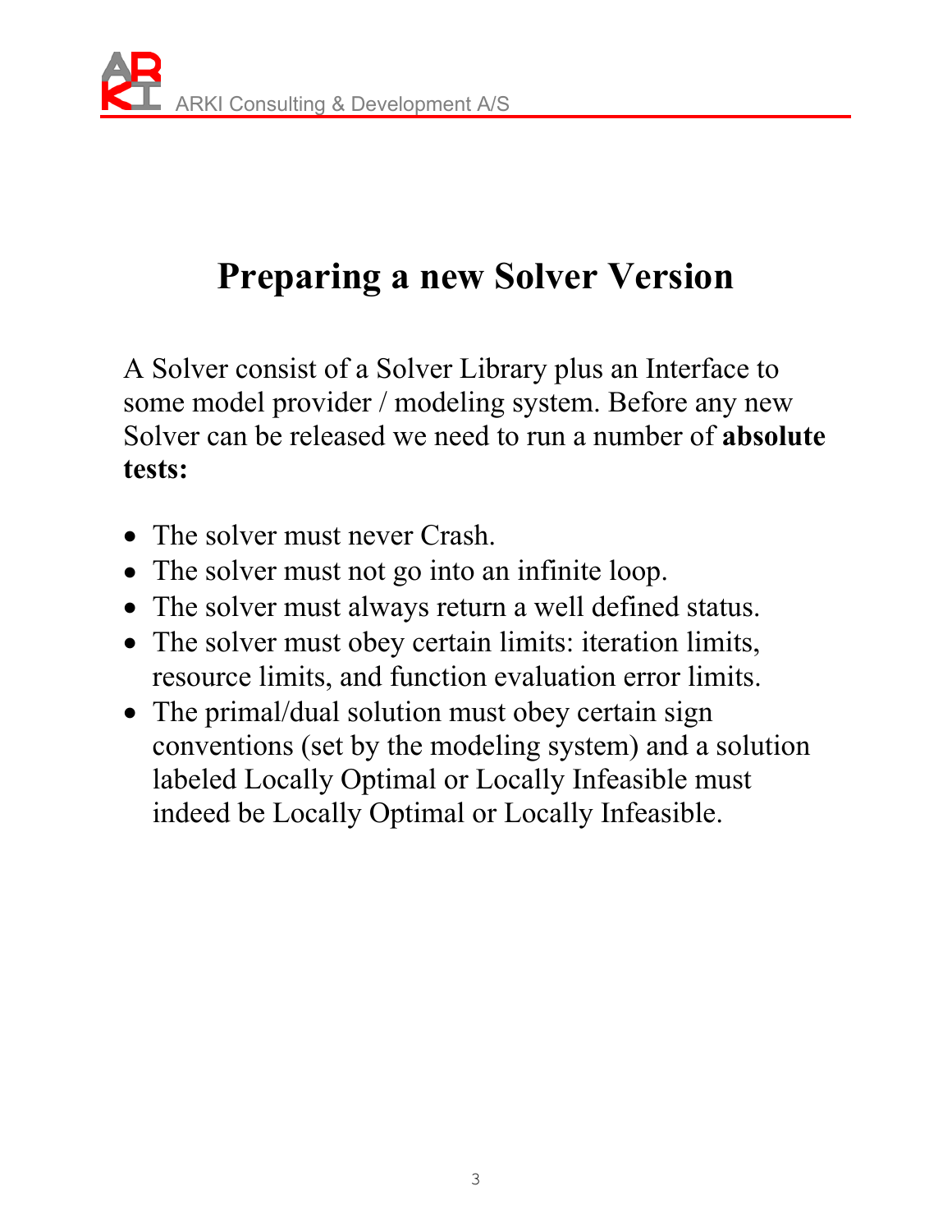# Preparing a new Solver Version

A Solver consist of a Solver Library plus an Interface to some model provider / modeling system. Before any new Solver can be released we need to run a number of **absolute tests:**

- The solver must never Crash.
- The solver must not go into an infinite loop.
- The solver must always return a well defined status.
- The solver must obey certain limits: iteration limits, resource limits, and function evaluation error limits.
- The primal/dual solution must obey certain sign conventions (set by the modeling system) and a solution labeled Locally Optimal or Locally Infeasible must indeed be Locally Optimal or Locally Infeasible.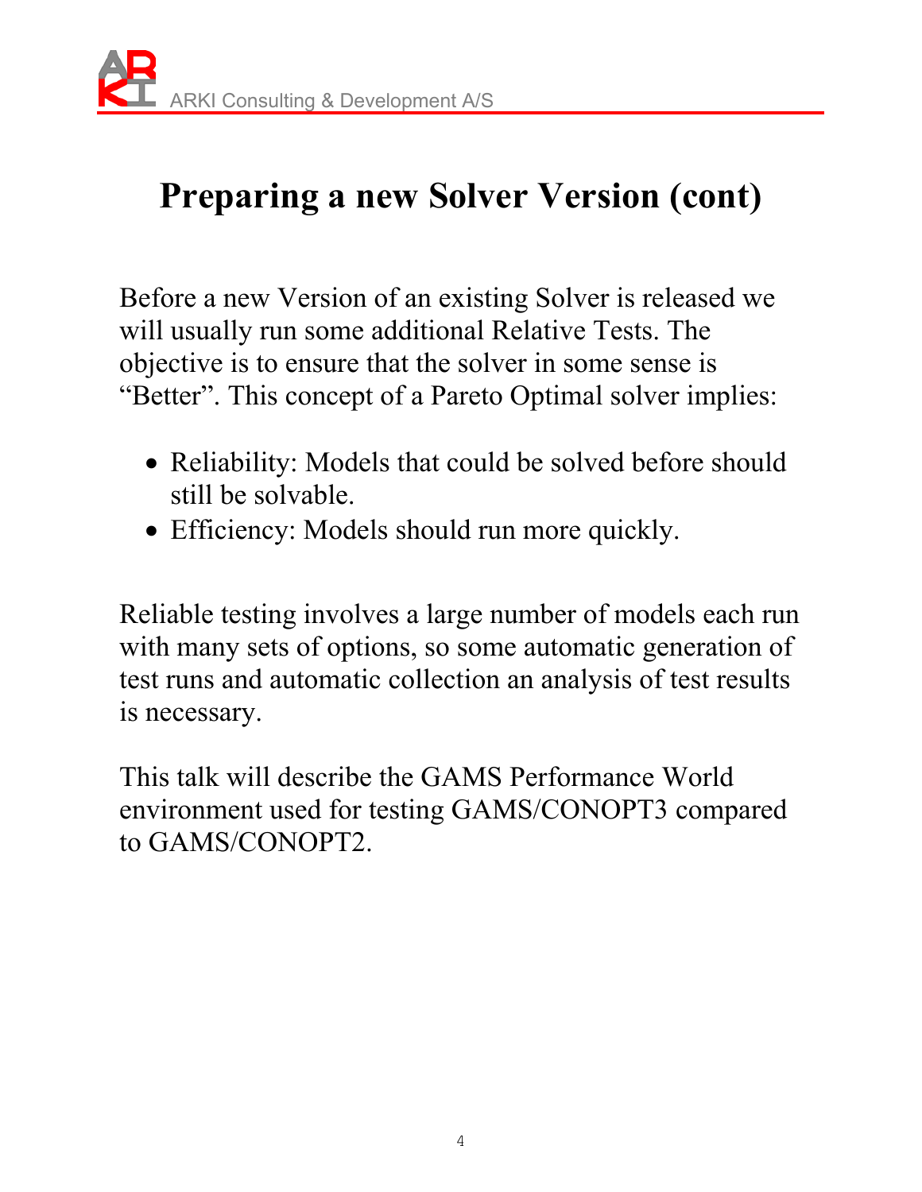# Preparing a new Solver Version (cont)

Before a new Version of an existing Solver is released we will usually run some additional Relative Tests. The objective is to ensure that the solver in some sense is "Better". This concept of a Pareto Optimal solver implies:

- Reliability: Models that could be solved before should still be solvable.
- Efficiency: Models should run more quickly.

Reliable testing involves a large number of models each run with many sets of options, so some automatic generation of test runs and automatic collection an analysis of test results is necessary.

This talk will describe the GAMS Performance World environment used for testing GAMS/CONOPT3 compared to GAMS/CONOPT2.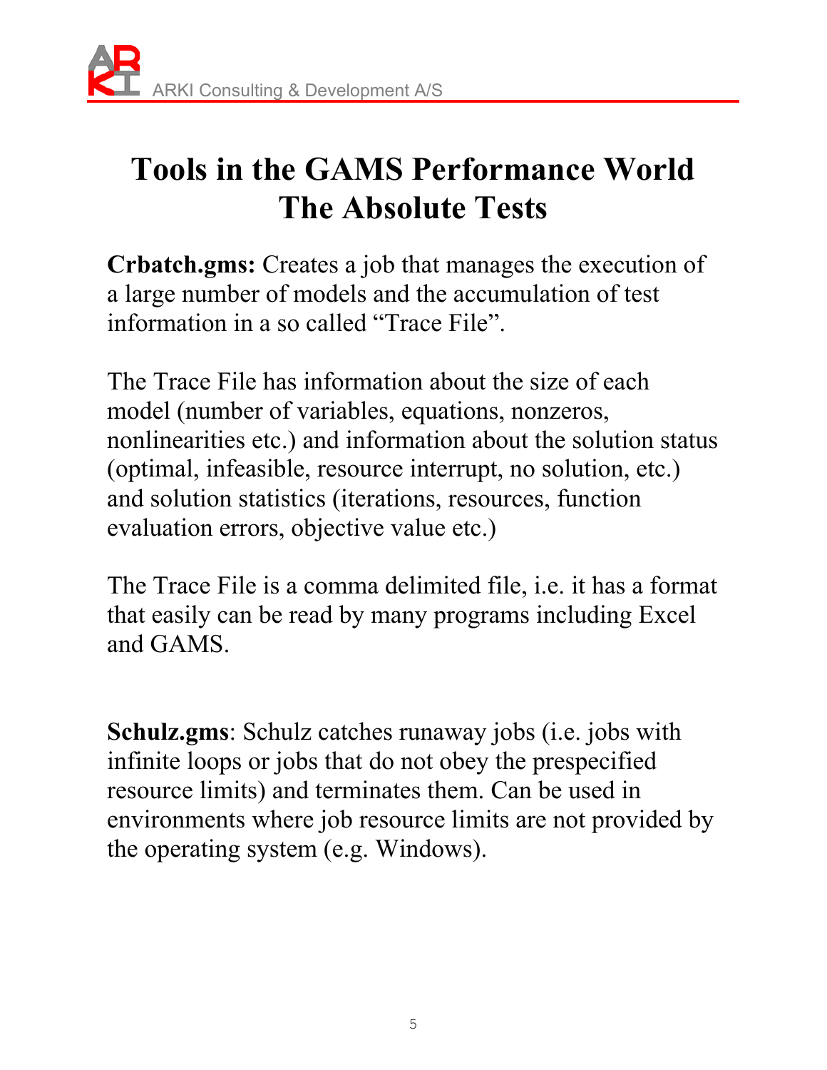# Tools in the GAMS Performance World The Absolute Tests

**Crbatch.gms:** Creates a job that manages the execution of a large number of models and the accumulation of test information in a so called "Trace File".

The Trace File has information about the size of each model (number of variables, equations, nonzeros, nonlinearities etc.) and information about the solution status (optimal, infeasible, resource interrupt, no solution, etc.) and solution statistics (iterations, resources, function evaluation errors, objective value etc.)

The Trace File is a comma delimited file, i.e. it has a format that easily can be read by many programs including Excel and GAMS.

**Schulz.gms**: Schulz catches runaway jobs (i.e. jobs with infinite loops or jobs that do not obey the prespecified resource limits) and terminates them. Can be used in environments where job resource limits are not provided by the operating system (e.g. Windows).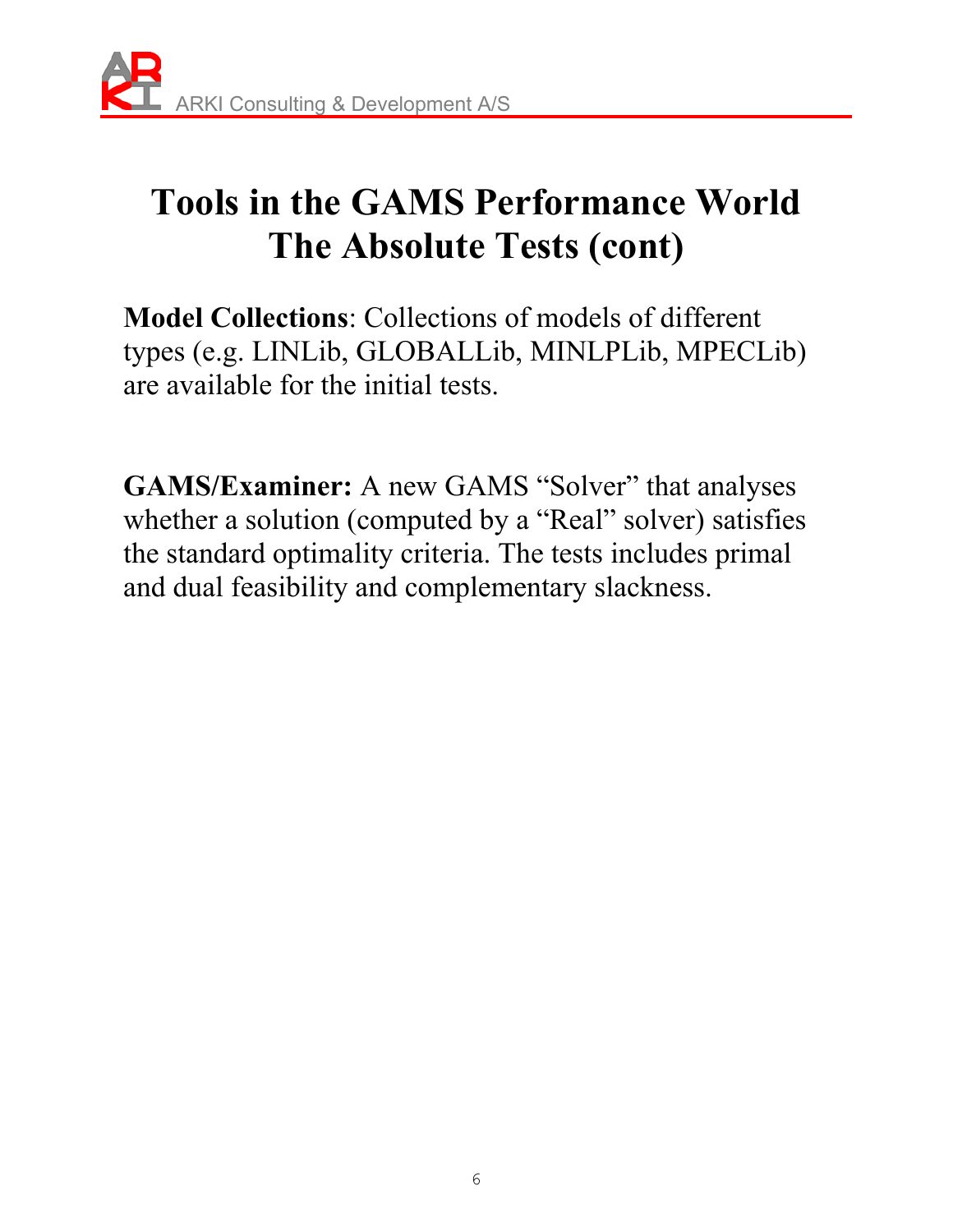# Tools in the GAMS Performance World
# The Absolute Tests (cont)

**Model Collections**: Collections of models of different types (e.g. LINLib, GLOBALLib, MINLPLib, MPECLib) are available for the initial tests.

**GAMS/Examiner:** A new GAMS "Solver" that analyses whether a solution (computed by a "Real" solver) satisfies the standard optimality criteria. The tests includes primal and dual feasibility and complementary slackness.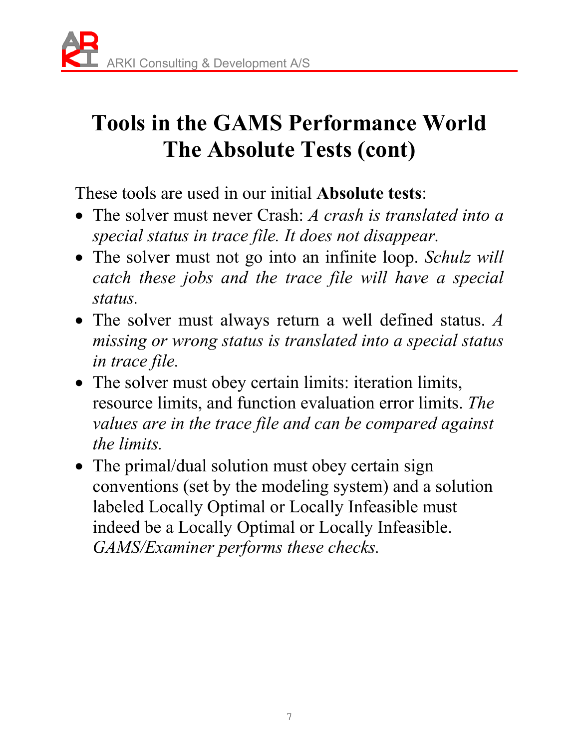# Tools in the GAMS Performance World The Absolute Tests (cont)

These tools are used in our initial **Absolute tests**:

- The solver must never Crash: *A crash is translated into a special status in trace file. It does not disappear.*
- The solver must not go into an infinite loop. *Schulz will catch these jobs and the trace file will have a special status.*
- The solver must always return a well defined status. *A missing or wrong status is translated into a special status in trace file.*
- The solver must obey certain limits: iteration limits, resource limits, and function evaluation error limits. *The values are in the trace file and can be compared against the limits.*
- The primal/dual solution must obey certain sign conventions (set by the modeling system) and a solution labeled Locally Optimal or Locally Infeasible must indeed be a Locally Optimal or Locally Infeasible. *GAMS/Examiner performs these checks.*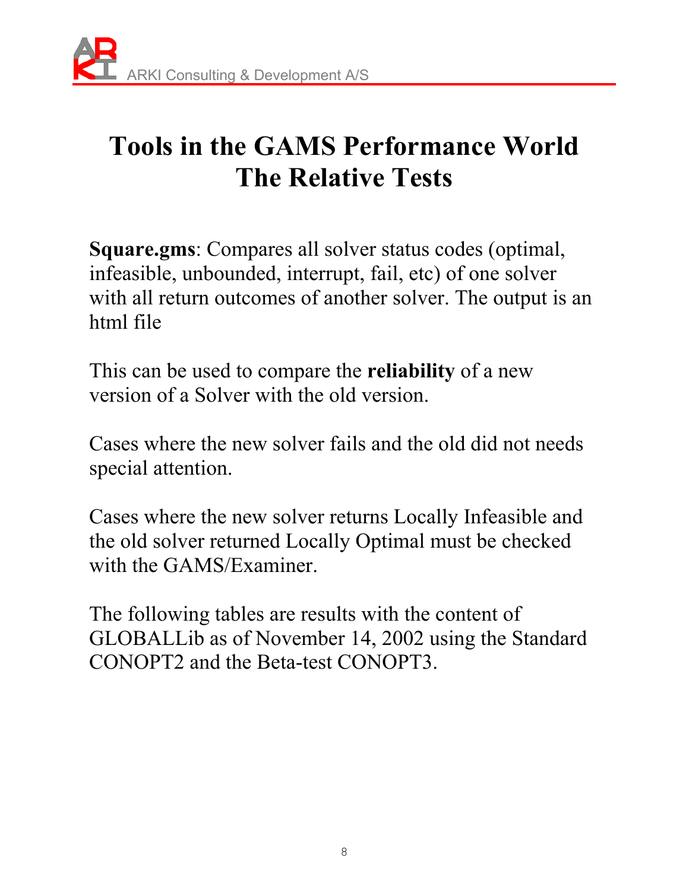# Tools in the GAMS Performance World
# The Relative Tests

**Square.gms**: Compares all solver status codes (optimal, infeasible, unbounded, interrupt, fail, etc) of one solver with all return outcomes of another solver. The output is an html file

This can be used to compare the **reliability** of a new version of a Solver with the old version.

Cases where the new solver fails and the old did not needs special attention.

Cases where the new solver returns Locally Infeasible and the old solver returned Locally Optimal must be checked with the GAMS/Examiner.

The following tables are results with the content of GLOBALLib as of November 14, 2002 using the Standard CONOPT2 and the Beta-test CONOPT3.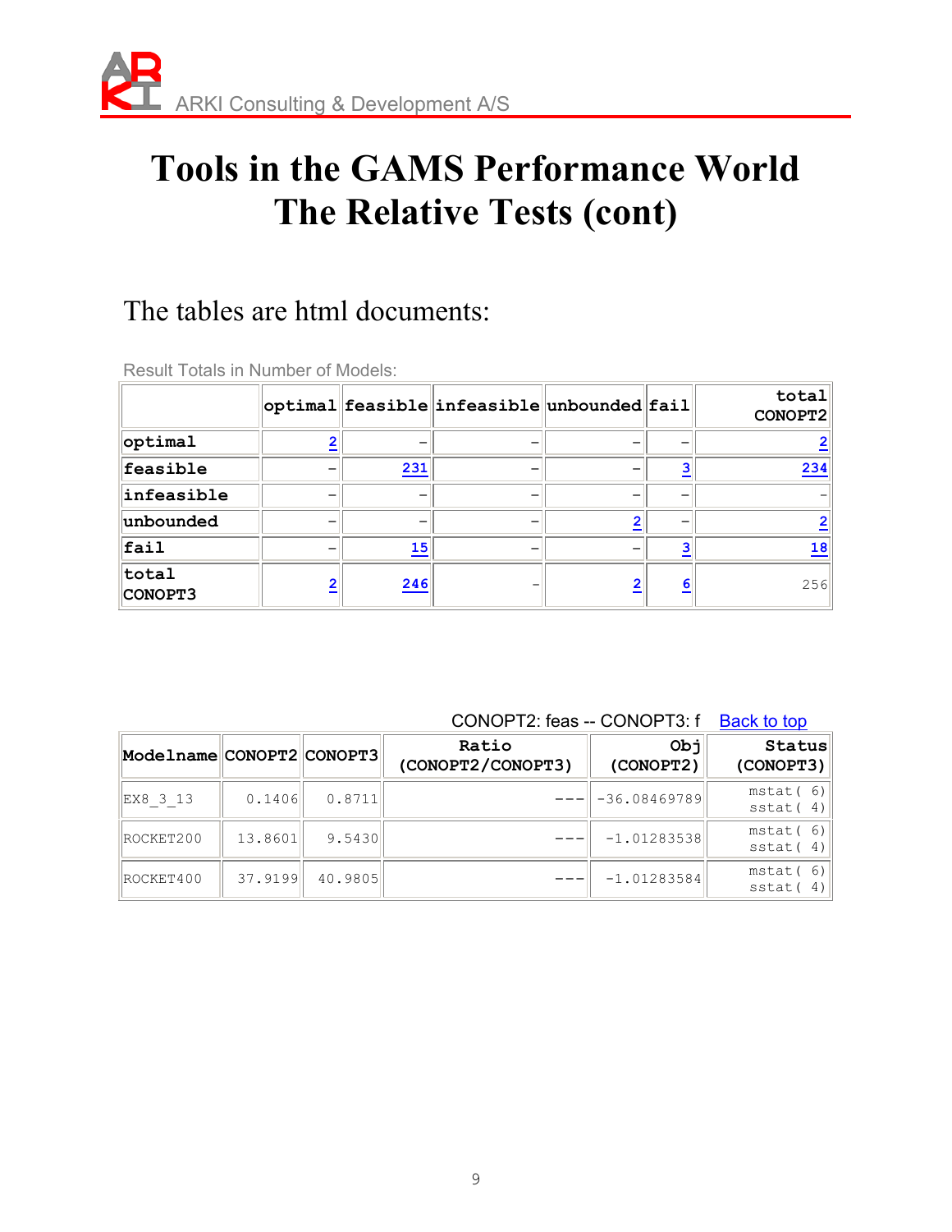# Tools in the GAMS Performance World The Relative Tests (cont)

The tables are html documents:

Result Totals in Number of Models:

| | optimal | feasible | infeasible | unbounded | fail | total CONOPT2 |
|---|---|---|---|---|---|---|
| optimal | 2 | – | – | – | – | 2 |
| feasible | – | 231 | – | – | 3 | 234 |
| infeasible | – | – | – | – | – | – |
| unbounded | – | – | – | 2 | – | 2 |
| fail | – | 15 | – | – | 3 | 18 |
| total CONOPT3 | 2 | 246 | – | 2 | 6 | 256 |

CONOPT2: feas -- CONOPT3: f   Back to top

| Modelname | CONOPT2 | CONOPT3 | Ratio (CONOPT2/CONOPT3) | Obj (CONOPT2) | Status (CONOPT3) |
|---|---|---|---|---|---|
| EX8_3_13 | 0.1406 | 0.8711 | --- | -36.08469789 | mstat( 6) sstat( 4) |
| ROCKET200 | 13.8601 | 9.5430 | --- | -1.01283538 | mstat( 6) sstat( 4) |
| ROCKET400 | 37.9199 | 40.9805 | --- | -1.01283584 | mstat( 6) sstat( 4) |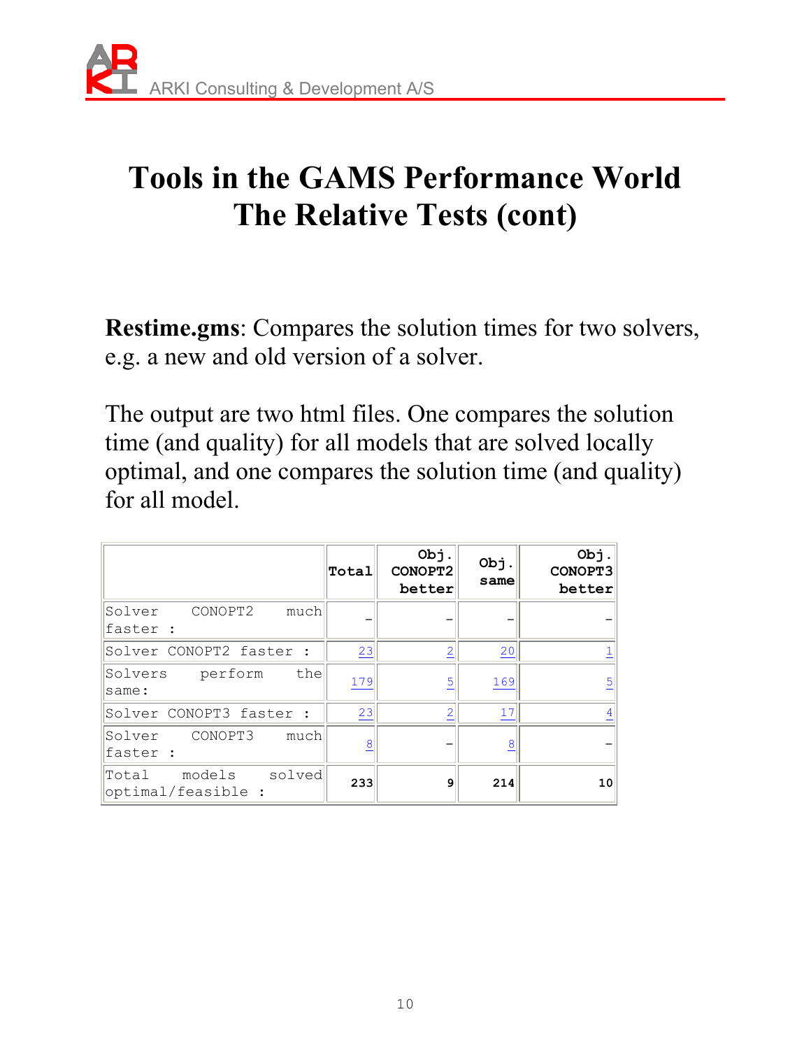# Tools in the GAMS Performance World
# The Relative Tests (cont)

**Restime.gms**: Compares the solution times for two solvers, e.g. a new and old version of a solver.

The output are two html files. One compares the solution time (and quality) for all models that are solved locally optimal, and one compares the solution time (and quality) for all model.

| | Total | Obj. CONOPT2 better | Obj. same | Obj. CONOPT3 better |
|---|---|---|---|---|
| Solver CONOPT2 much faster : | - | - | - | - |
| Solver CONOPT2 faster : | 23 | 2 | 20 | 1 |
| Solvers perform the same: | 179 | 5 | 169 | 5 |
| Solver CONOPT3 faster : | 23 | 2 | 17 | 4 |
| Solver CONOPT3 much faster : | 8 | - | 8 | - |
| Total models solved optimal/feasible : | **233** | **9** | **214** | **10** |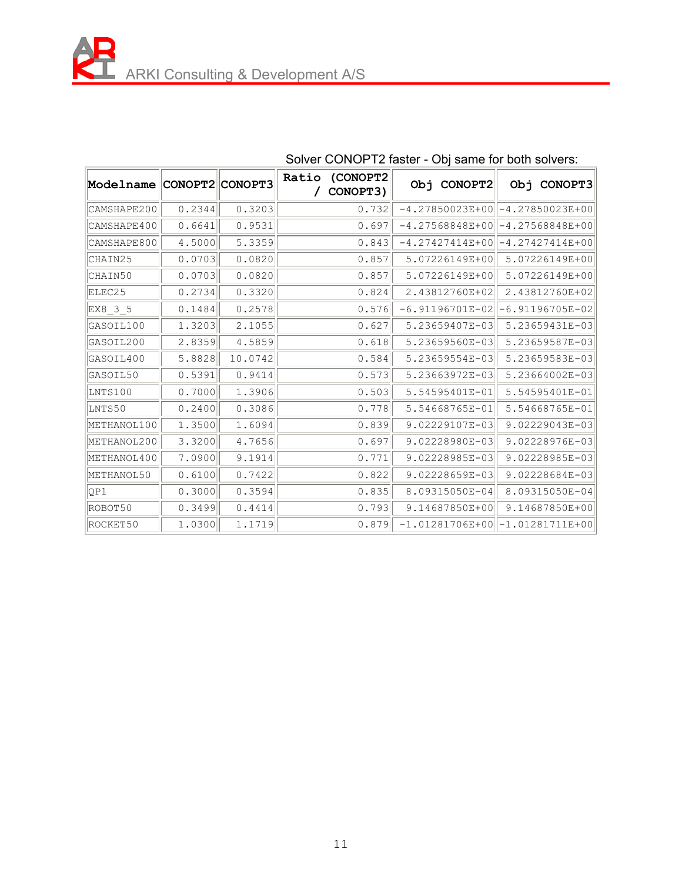Solver CONOPT2 faster - Obj same for both solvers:

| Modelname | CONOPT2 | CONOPT3 | Ratio (CONOPT2 / CONOPT3) | Obj CONOPT2 | Obj CONOPT3 |
|---|---|---|---|---|---|
| CAMSHAPE200 | 0.2344 | 0.3203 | 0.732 | -4.27850023E+00 | -4.27850023E+00 |
| CAMSHAPE400 | 0.6641 | 0.9531 | 0.697 | -4.27568848E+00 | -4.27568848E+00 |
| CAMSHAPE800 | 4.5000 | 5.3359 | 0.843 | -4.27427414E+00 | -4.27427414E+00 |
| CHAIN25 | 0.0703 | 0.0820 | 0.857 | 5.07226149E+00 | 5.07226149E+00 |
| CHAIN50 | 0.0703 | 0.0820 | 0.857 | 5.07226149E+00 | 5.07226149E+00 |
| ELEC25 | 0.2734 | 0.3320 | 0.824 | 2.43812760E+02 | 2.43812760E+02 |
| EX8_3_5 | 0.1484 | 0.2578 | 0.576 | -6.91196701E-02 | -6.91196705E-02 |
| GASOIL100 | 1.3203 | 2.1055 | 0.627 | 5.23659407E-03 | 5.23659431E-03 |
| GASOIL200 | 2.8359 | 4.5859 | 0.618 | 5.23659560E-03 | 5.23659587E-03 |
| GASOIL400 | 5.8828 | 10.0742 | 0.584 | 5.23659554E-03 | 5.23659583E-03 |
| GASOIL50 | 0.5391 | 0.9414 | 0.573 | 5.23663972E-03 | 5.23664002E-03 |
| LNTS100 | 0.7000 | 1.3906 | 0.503 | 5.54595401E-01 | 5.54595401E-01 |
| LNTS50 | 0.2400 | 0.3086 | 0.778 | 5.54668765E-01 | 5.54668765E-01 |
| METHANOL100 | 1.3500 | 1.6094 | 0.839 | 9.02229107E-03 | 9.02229043E-03 |
| METHANOL200 | 3.3200 | 4.7656 | 0.697 | 9.02228980E-03 | 9.02228976E-03 |
| METHANOL400 | 7.0900 | 9.1914 | 0.771 | 9.02228985E-03 | 9.02228985E-03 |
| METHANOL50 | 0.6100 | 0.7422 | 0.822 | 9.02228659E-03 | 9.02228684E-03 |
| QP1 | 0.3000 | 0.3594 | 0.835 | 8.09315050E-04 | 8.09315050E-04 |
| ROBOT50 | 0.3499 | 0.4414 | 0.793 | 9.14687850E+00 | 9.14687850E+00 |
| ROCKET50 | 1.0300 | 1.1719 | 0.879 | -1.01281706E+00 | -1.01281711E+00 |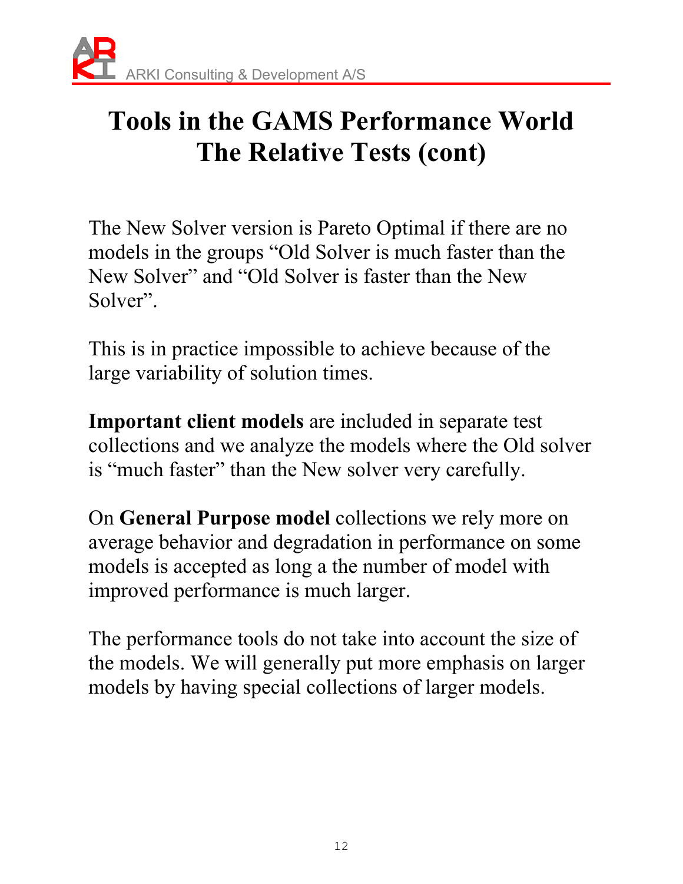# Tools in the GAMS Performance World The Relative Tests (cont)

The New Solver version is Pareto Optimal if there are no models in the groups "Old Solver is much faster than the New Solver" and "Old Solver is faster than the New Solver".

This is in practice impossible to achieve because of the large variability of solution times.

**Important client models** are included in separate test collections and we analyze the models where the Old solver is "much faster" than the New solver very carefully.

On **General Purpose model** collections we rely more on average behavior and degradation in performance on some models is accepted as long a the number of model with improved performance is much larger.

The performance tools do not take into account the size of the models. We will generally put more emphasis on larger models by having special collections of larger models.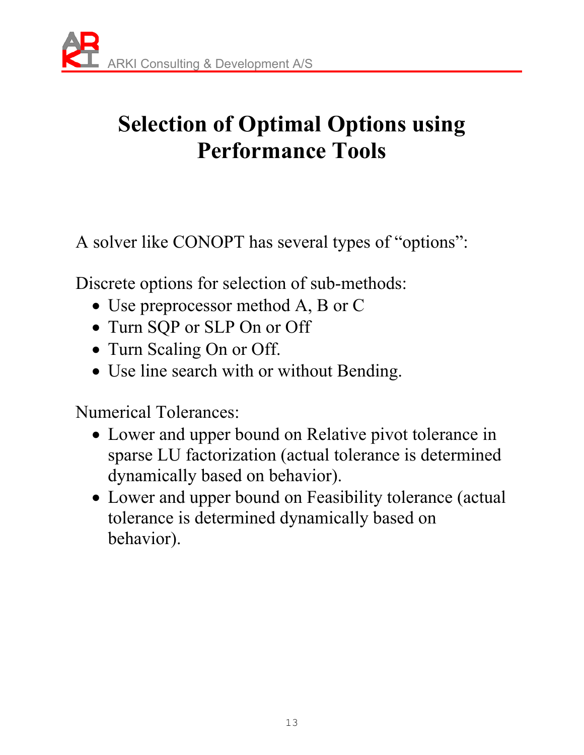# Selection of Optimal Options using Performance Tools

A solver like CONOPT has several types of "options":

Discrete options for selection of sub-methods:

- Use preprocessor method A, B or C
- Turn SQP or SLP On or Off
- Turn Scaling On or Off.
- Use line search with or without Bending.

Numerical Tolerances:

- Lower and upper bound on Relative pivot tolerance in sparse LU factorization (actual tolerance is determined dynamically based on behavior).
- Lower and upper bound on Feasibility tolerance (actual tolerance is determined dynamically based on behavior).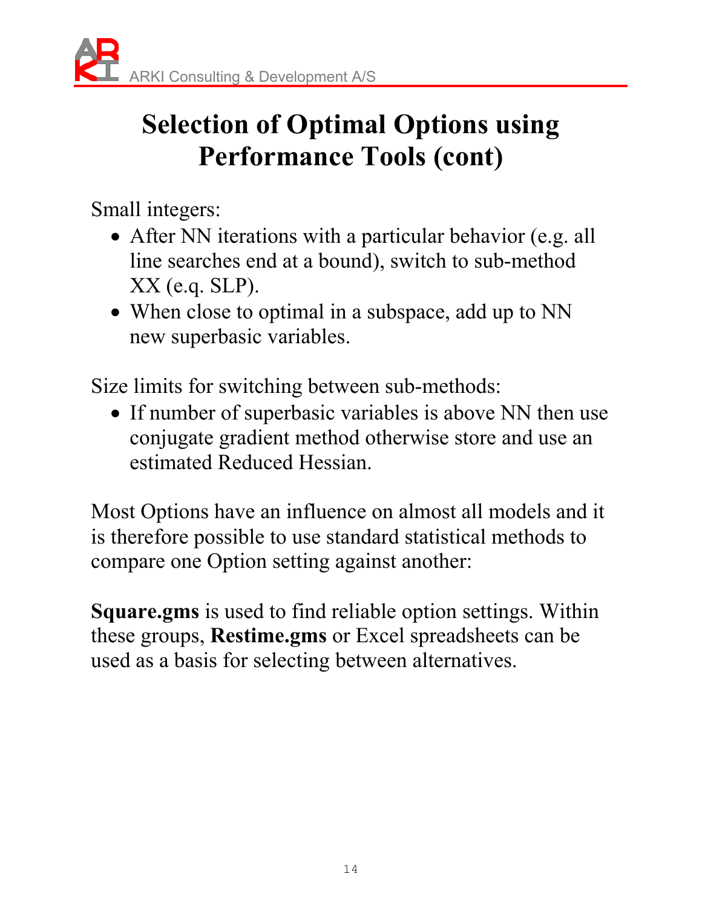# Selection of Optimal Options using Performance Tools (cont)

Small integers:

- After NN iterations with a particular behavior (e.g. all line searches end at a bound), switch to sub-method XX (e.q. SLP).
- When close to optimal in a subspace, add up to NN new superbasic variables.

Size limits for switching between sub-methods:

- If number of superbasic variables is above NN then use conjugate gradient method otherwise store and use an estimated Reduced Hessian.

Most Options have an influence on almost all models and it is therefore possible to use standard statistical methods to compare one Option setting against another:

**Square.gms** is used to find reliable option settings. Within these groups, **Restime.gms** or Excel spreadsheets can be used as a basis for selecting between alternatives.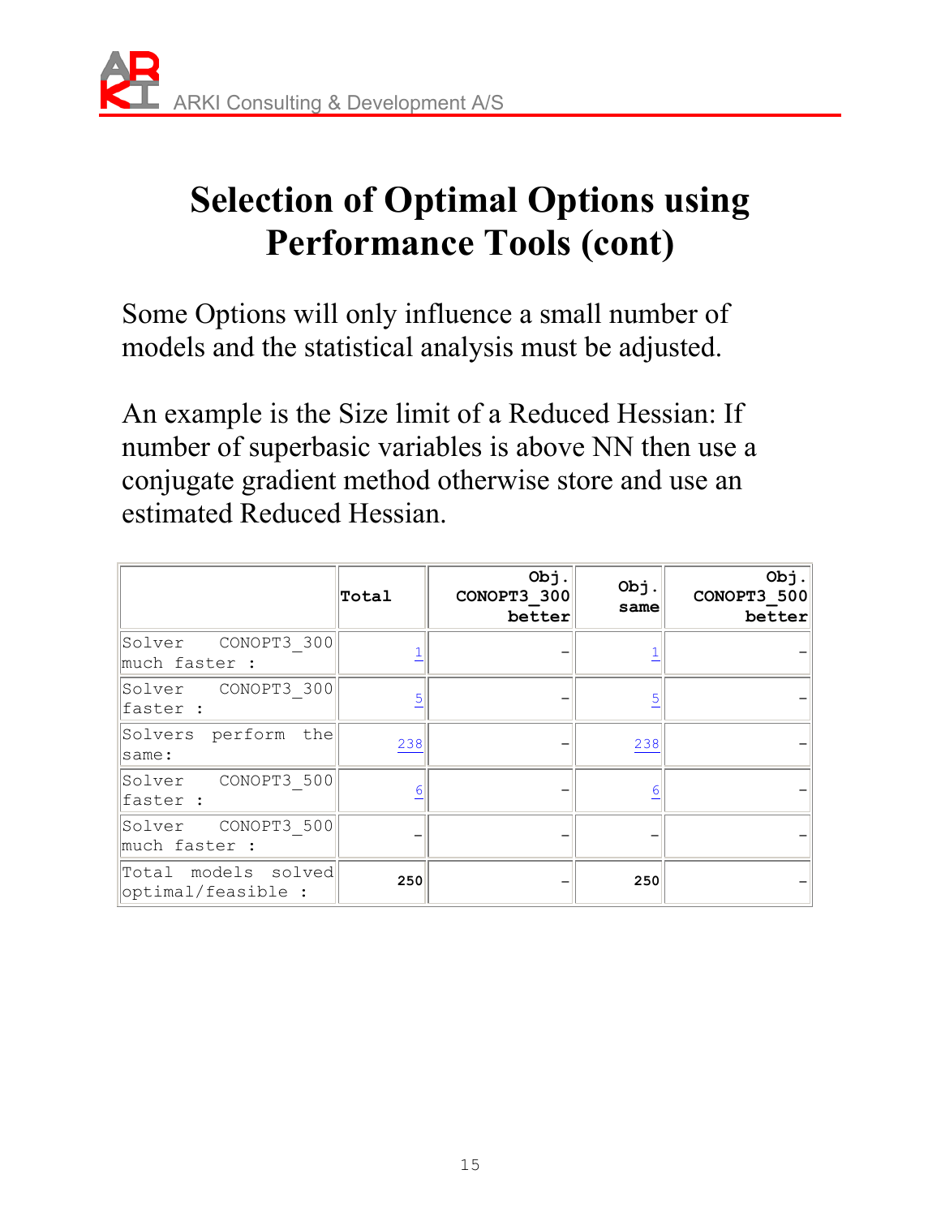# Selection of Optimal Options using Performance Tools (cont)

Some Options will only influence a small number of models and the statistical analysis must be adjusted.

An example is the Size limit of a Reduced Hessian: If number of superbasic variables is above NN then use a conjugate gradient method otherwise store and use an estimated Reduced Hessian.

| | **Total** | **Obj. CONOPT3_300 better** | **Obj. same** | **Obj. CONOPT3_500 better** |
|---|---|---|---|---|
| Solver CONOPT3_300 much faster : | 1 | – | 1 | – |
| Solver CONOPT3_300 faster : | 5 | – | 5 | – |
| Solvers perform the same: | 238 | – | 238 | – |
| Solver CONOPT3_500 faster : | 6 | – | 6 | – |
| Solver CONOPT3_500 much faster : | – | – | – | – |
| Total models solved optimal/feasible : | **250** | – | **250** | – |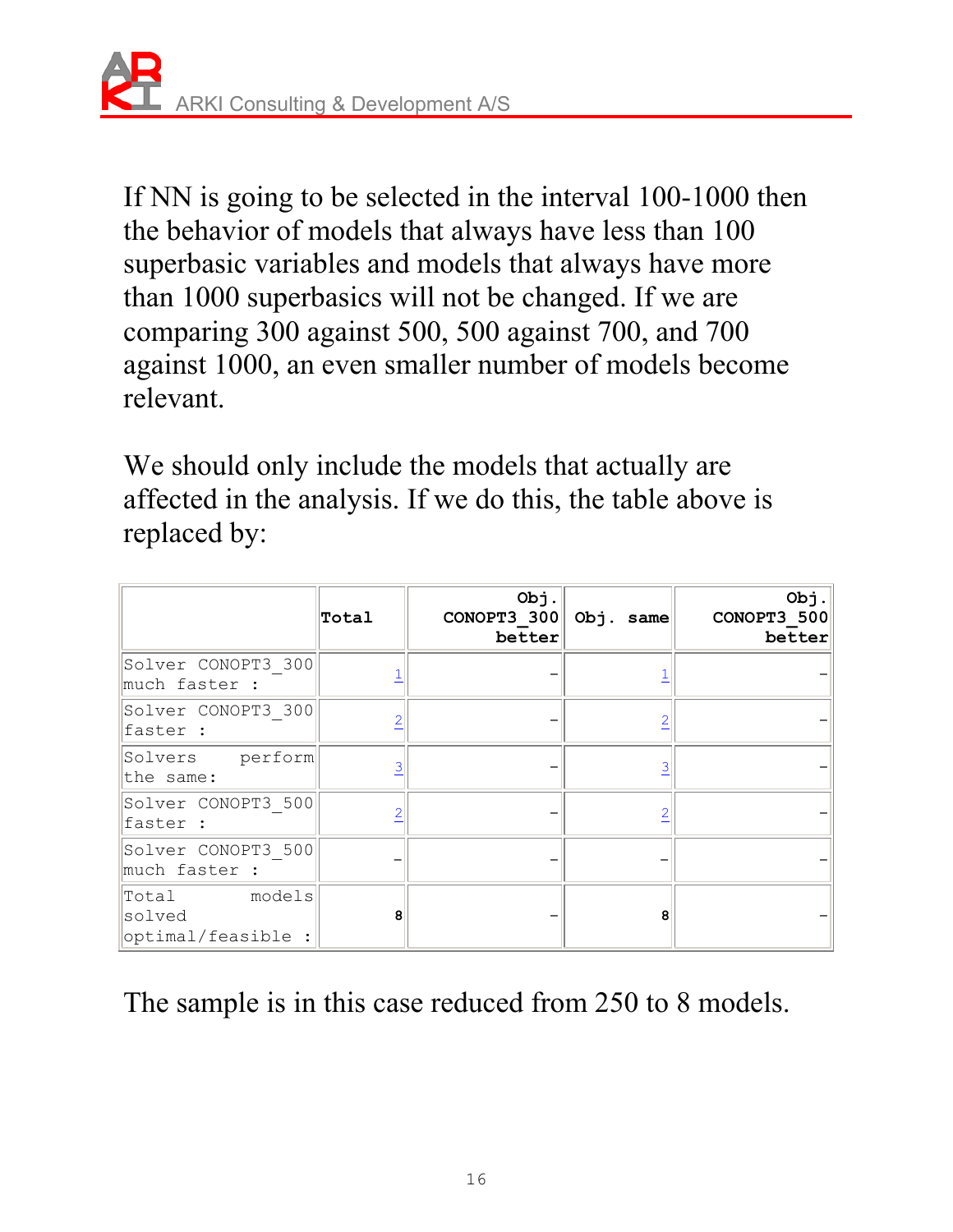If NN is going to be selected in the interval 100-1000 then the behavior of models that always have less than 100 superbasic variables and models that always have more than 1000 superbasics will not be changed. If we are comparing 300 against 500, 500 against 700, and 700 against 1000, an even smaller number of models become relevant.

We should only include the models that actually are affected in the analysis. If we do this, the table above is replaced by:

| | Total | Obj. CONOPT3_300 better | Obj. same | Obj. CONOPT3_500 better |
|---|---|---|---|---|
| Solver CONOPT3_300 much faster : | 1 | - | 1 | - |
| Solver CONOPT3_300 faster : | 2 | - | 2 | - |
| Solvers perform the same: | 3 | - | 3 | - |
| Solver CONOPT3_500 faster : | 2 | - | 2 | - |
| Solver CONOPT3_500 much faster : | - | - | - | - |
| Total models solved optimal/feasible : | **8** | - | **8** | - |

The sample is in this case reduced from 250 to 8 models.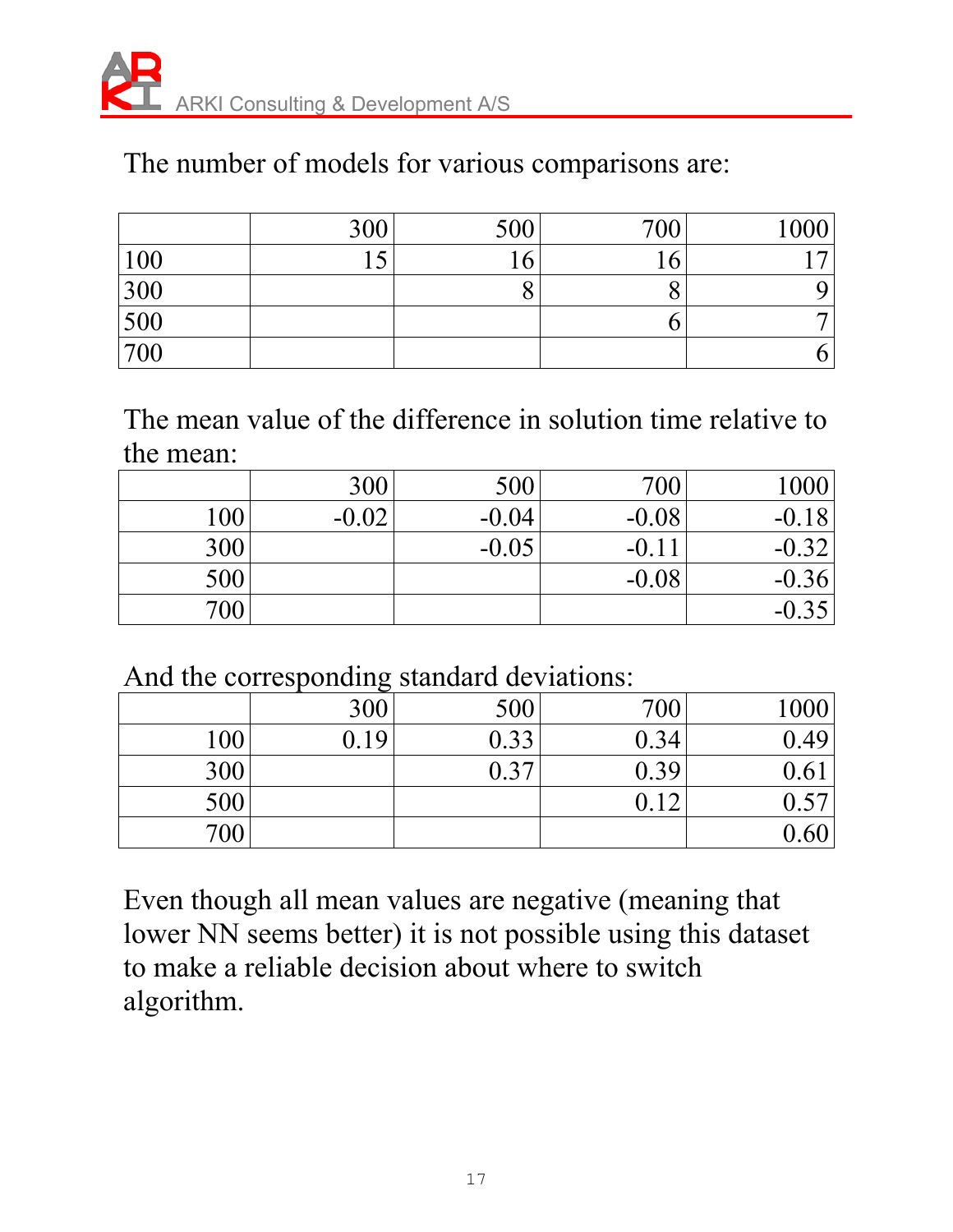The number of models for various comparisons are:

| | 300 | 500 | 700 | 1000 |
|---|---|---|---|---|
| 100 | 15 | 16 | 16 | 17 |
| 300 | | 8 | 8 | 9 |
| 500 | | | 6 | 7 |
| 700 | | | | 6 |

The mean value of the difference in solution time relative to the mean:

| | 300 | 500 | 700 | 1000 |
|---|---|---|---|---|
| 100 | -0.02 | -0.04 | -0.08 | -0.18 |
| 300 | | -0.05 | -0.11 | -0.32 |
| 500 | | | -0.08 | -0.36 |
| 700 | | | | -0.35 |

And the corresponding standard deviations:

| | 300 | 500 | 700 | 1000 |
|---|---|---|---|---|
| 100 | 0.19 | 0.33 | 0.34 | 0.49 |
| 300 | | 0.37 | 0.39 | 0.61 |
| 500 | | | 0.12 | 0.57 |
| 700 | | | | 0.60 |

Even though all mean values are negative (meaning that lower NN seems better) it is not possible using this dataset to make a reliable decision about where to switch algorithm.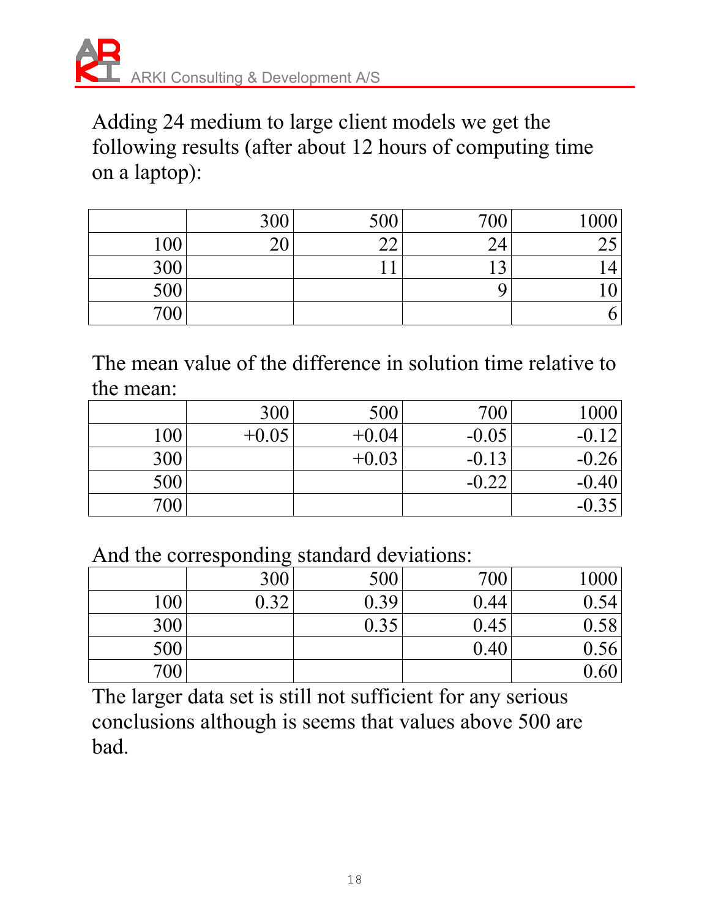Adding 24 medium to large client models we get the following results (after about 12 hours of computing time on a laptop):

| | 300 | 500 | 700 | 1000 |
|---|---|---|---|---|
| 100 | 20 | 22 | 24 | 25 |
| 300 | | 11 | 13 | 14 |
| 500 | | | 9 | 10 |
| 700 | | | | 6 |

The mean value of the difference in solution time relative to the mean:

| | 300 | 500 | 700 | 1000 |
|---|---|---|---|---|
| 100 | +0.05 | +0.04 | -0.05 | -0.12 |
| 300 | | +0.03 | -0.13 | -0.26 |
| 500 | | | -0.22 | -0.40 |
| 700 | | | | -0.35 |

And the corresponding standard deviations:

| | 300 | 500 | 700 | 1000 |
|---|---|---|---|---|
| 100 | 0.32 | 0.39 | 0.44 | 0.54 |
| 300 | | 0.35 | 0.45 | 0.58 |
| 500 | | | 0.40 | 0.56 |
| 700 | | | | 0.60 |

The larger data set is still not sufficient for any serious conclusions although is seems that values above 500 are bad.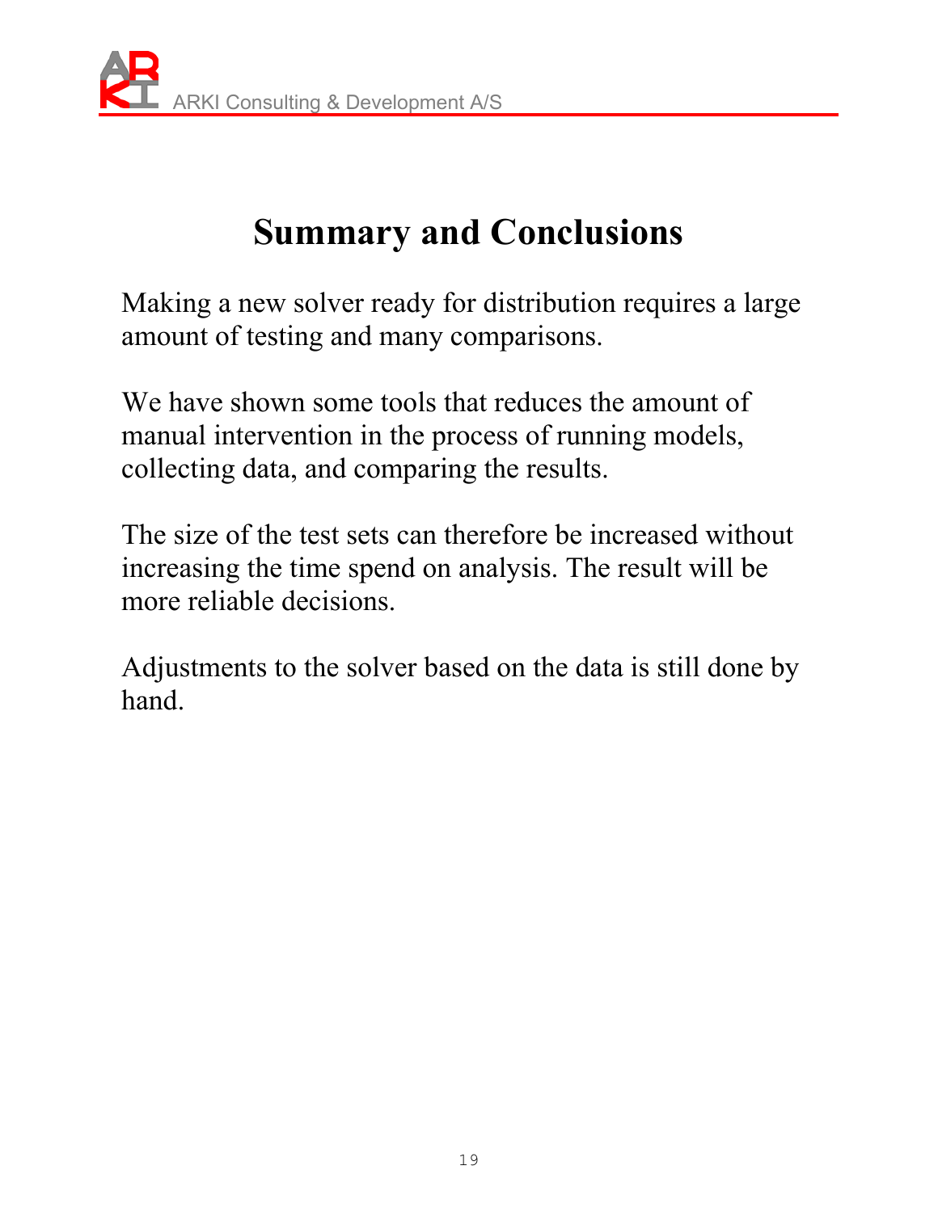# Summary and Conclusions

Making a new solver ready for distribution requires a large amount of testing and many comparisons.

We have shown some tools that reduces the amount of manual intervention in the process of running models, collecting data, and comparing the results.

The size of the test sets can therefore be increased without increasing the time spend on analysis. The result will be more reliable decisions.

Adjustments to the solver based on the data is still done by hand.